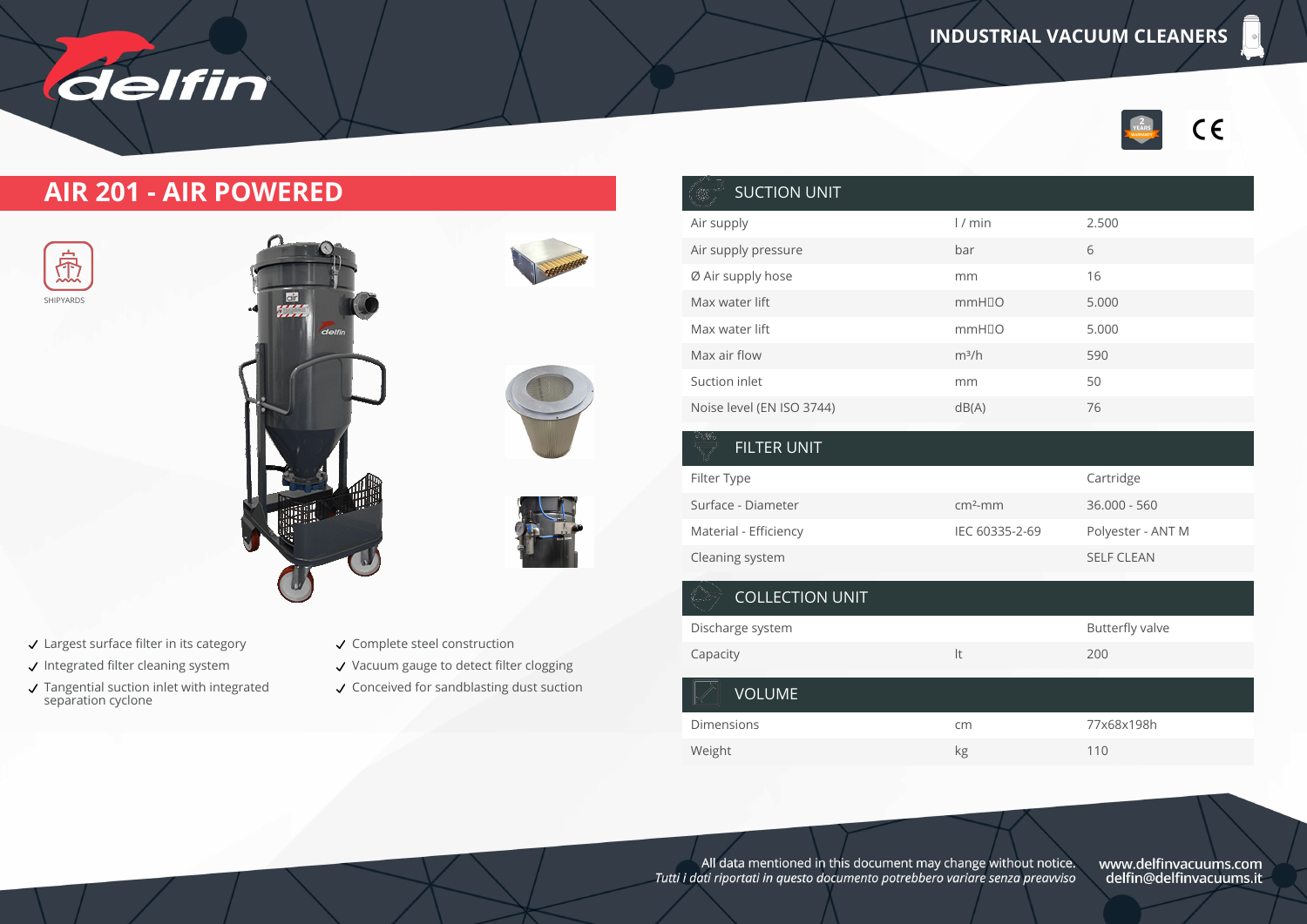# INDUSTRIAL VACUUM CLEANERS

## AIR 201 - AIR POWERED

SHIPYARDS

- ✓ Largest surface filter in its category
- ✓ Integrated filter cleaning system
- ✓ Tangential suction inlet with integrated separation cyclone
- ✓ Complete steel construction
- ✓ Vacuum gauge to detect filter clogging
- ✓ Conceived for sandblasting dust suction

| SUCTION UNIT | | |
|---|---|---|
| Air supply | l / min | 2.500 |
| Air supply pressure | bar | 6 |
| Ø Air supply hose | mm | 16 |
| Max water lift | mmH□O | 5.000 |
| Max water lift | mmH□O | 5.000 |
| Max air flow | m³/h | 590 |
| Suction inlet | mm | 50 |
| Noise level (EN ISO 3744) | dB(A) | 76 |

| FILTER UNIT | | |
|---|---|---|
| Filter Type | | Cartridge |
| Surface - Diameter | cm²-mm | 36.000 - 560 |
| Material - Efficiency | IEC 60335-2-69 | Polyester - ANT M |
| Cleaning system | | SELF CLEAN |

| COLLECTION UNIT | | |
|---|---|---|
| Discharge system | | Butterfly valve |
| Capacity | lt | 200 |

| VOLUME | | |
|---|---|---|
| Dimensions | cm | 77x68x198h |
| Weight | kg | 110 |

All data mentioned in this document may change without notice.
*Tutti i dati riportati in questo documento potrebbero variare senza preavviso*

www.delfinvacuums.com
delfin@delfinvacuums.it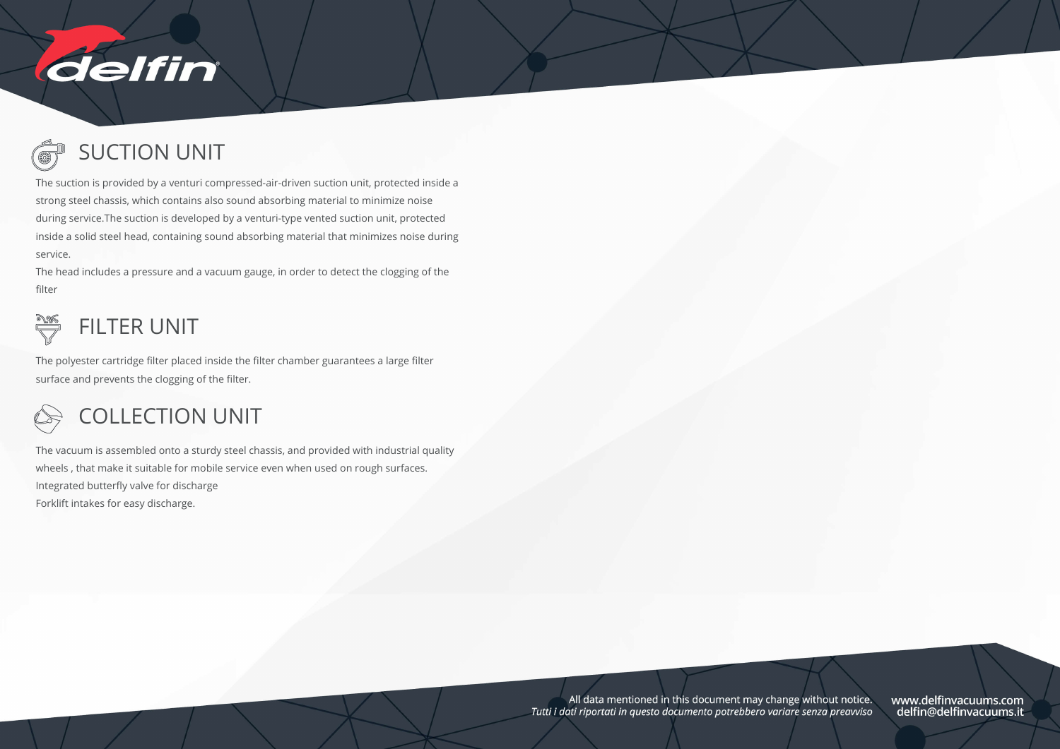## SUCTION UNIT

The suction is provided by a venturi compressed-air-driven suction unit, protected inside a strong steel chassis, which contains also sound absorbing material to minimize noise during service.The suction is developed by a venturi-type vented suction unit, protected inside a solid steel head, containing sound absorbing material that minimizes noise during service.

The head includes a pressure and a vacuum gauge, in order to detect the clogging of the filter

## FILTER UNIT

The polyester cartridge filter placed inside the filter chamber guarantees a large filter surface and prevents the clogging of the filter.

## COLLECTION UNIT

The vacuum is assembled onto a sturdy steel chassis, and provided with industrial quality wheels , that make it suitable for mobile service even when used on rough surfaces.
Integrated butterfly valve for discharge
Forklift intakes for easy discharge.

All data mentioned in this document may change without notice.
*Tutti i dati riportati in questo documento potrebbero variare senza preavviso*

www.delfinvacuums.com
delfin@delfinvacuums.it